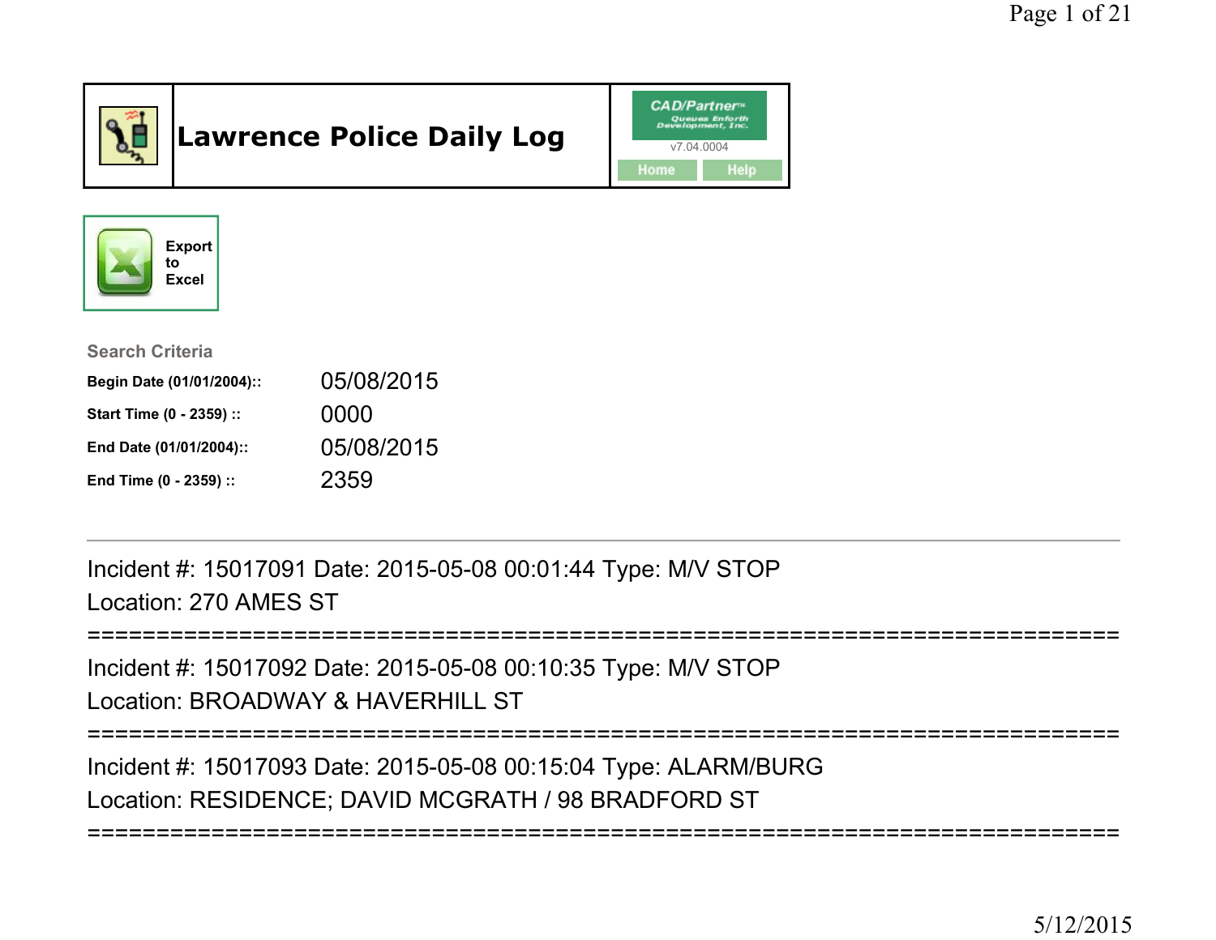# Lawrence Police Daily Log

CAD/Partner™ Queues Enforth Development, Inc.
v7.04.0004

Home | Help

Export to Excel

**Search Criteria**

| | |
|---|---|
| **Begin Date (01/01/2004)::** | 05/08/2015 |
| **Start Time (0 - 2359) ::** | 0000 |
| **End Date (01/01/2004)::** | 05/08/2015 |
| **End Time (0 - 2359) ::** | 2359 |

---

Incident #: 15017091 Date: 2015-05-08 00:01:44 Type: M/V STOP
Location: 270 AMES ST

===========================================================================

Incident #: 15017092 Date: 2015-05-08 00:10:35 Type: M/V STOP
Location: BROADWAY & HAVERHILL ST

===========================================================================

Incident #: 15017093 Date: 2015-05-08 00:15:04 Type: ALARM/BURG
Location: RESIDENCE; DAVID MCGRATH / 98 BRADFORD ST

===========================================================================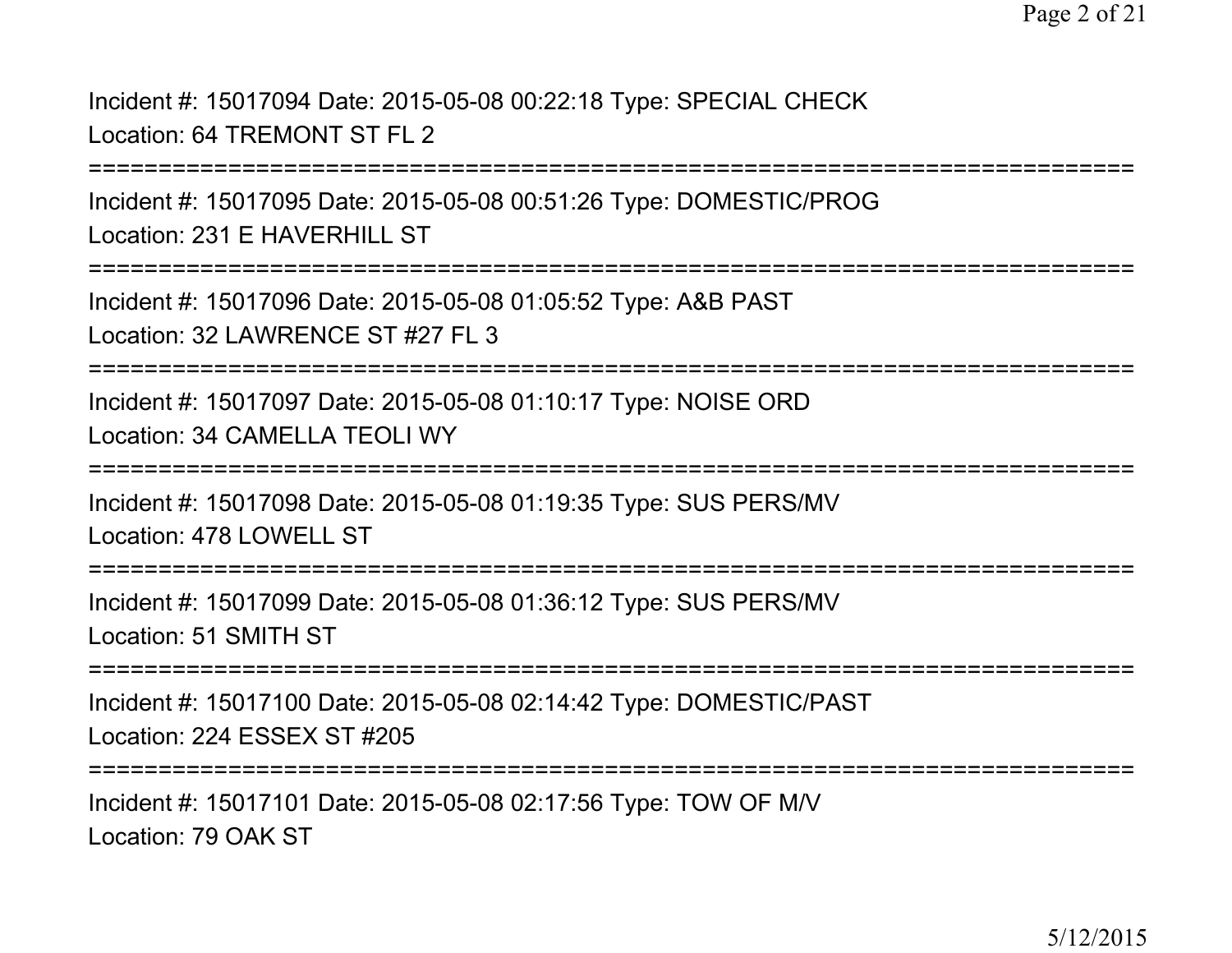Incident #: 15017094 Date: 2015-05-08 00:22:18 Type: SPECIAL CHECK
Location: 64 TREMONT ST FL 2

===========================================================================

Incident #: 15017095 Date: 2015-05-08 00:51:26 Type: DOMESTIC/PROG
Location: 231 E HAVERHILL ST

===========================================================================

Incident #: 15017096 Date: 2015-05-08 01:05:52 Type: A&B PAST
Location: 32 LAWRENCE ST #27 FL 3

===========================================================================

Incident #: 15017097 Date: 2015-05-08 01:10:17 Type: NOISE ORD
Location: 34 CAMELLA TEOLI WY

===========================================================================

Incident #: 15017098 Date: 2015-05-08 01:19:35 Type: SUS PERS/MV
Location: 478 LOWELL ST

===========================================================================

Incident #: 15017099 Date: 2015-05-08 01:36:12 Type: SUS PERS/MV
Location: 51 SMITH ST

===========================================================================

Incident #: 15017100 Date: 2015-05-08 02:14:42 Type: DOMESTIC/PAST
Location: 224 ESSEX ST #205

===========================================================================

Incident #: 15017101 Date: 2015-05-08 02:17:56 Type: TOW OF M/V
Location: 79 OAK ST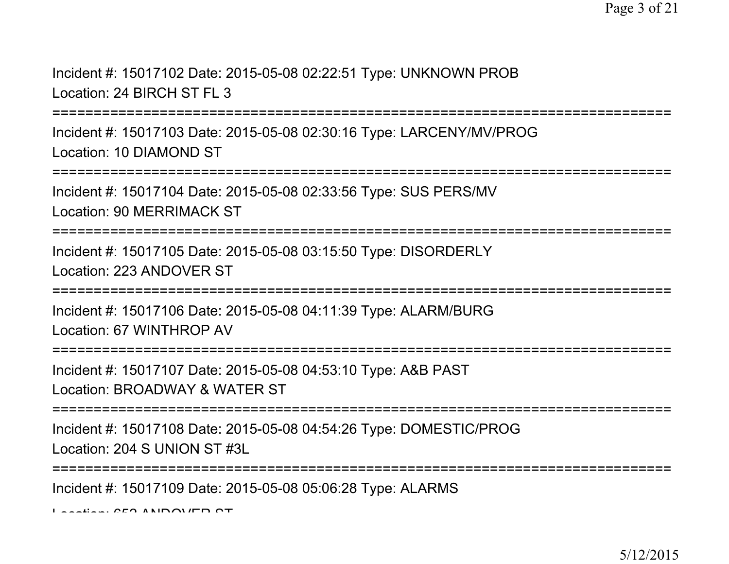Incident #: 15017102 Date: 2015-05-08 02:22:51 Type: UNKNOWN PROB
Location: 24 BIRCH ST FL 3

===========================================================================

Incident #: 15017103 Date: 2015-05-08 02:30:16 Type: LARCENY/MV/PROG
Location: 10 DIAMOND ST

===========================================================================

Incident #: 15017104 Date: 2015-05-08 02:33:56 Type: SUS PERS/MV
Location: 90 MERRIMACK ST

===========================================================================

Incident #: 15017105 Date: 2015-05-08 03:15:50 Type: DISORDERLY
Location: 223 ANDOVER ST

===========================================================================

Incident #: 15017106 Date: 2015-05-08 04:11:39 Type: ALARM/BURG
Location: 67 WINTHROP AV

===========================================================================

Incident #: 15017107 Date: 2015-05-08 04:53:10 Type: A&B PAST
Location: BROADWAY & WATER ST

===========================================================================

Incident #: 15017108 Date: 2015-05-08 04:54:26 Type: DOMESTIC/PROG
Location: 204 S UNION ST #3L

===========================================================================

Incident #: 15017109 Date: 2015-05-08 05:06:28 Type: ALARMS
Location: 652 ANDOVER ST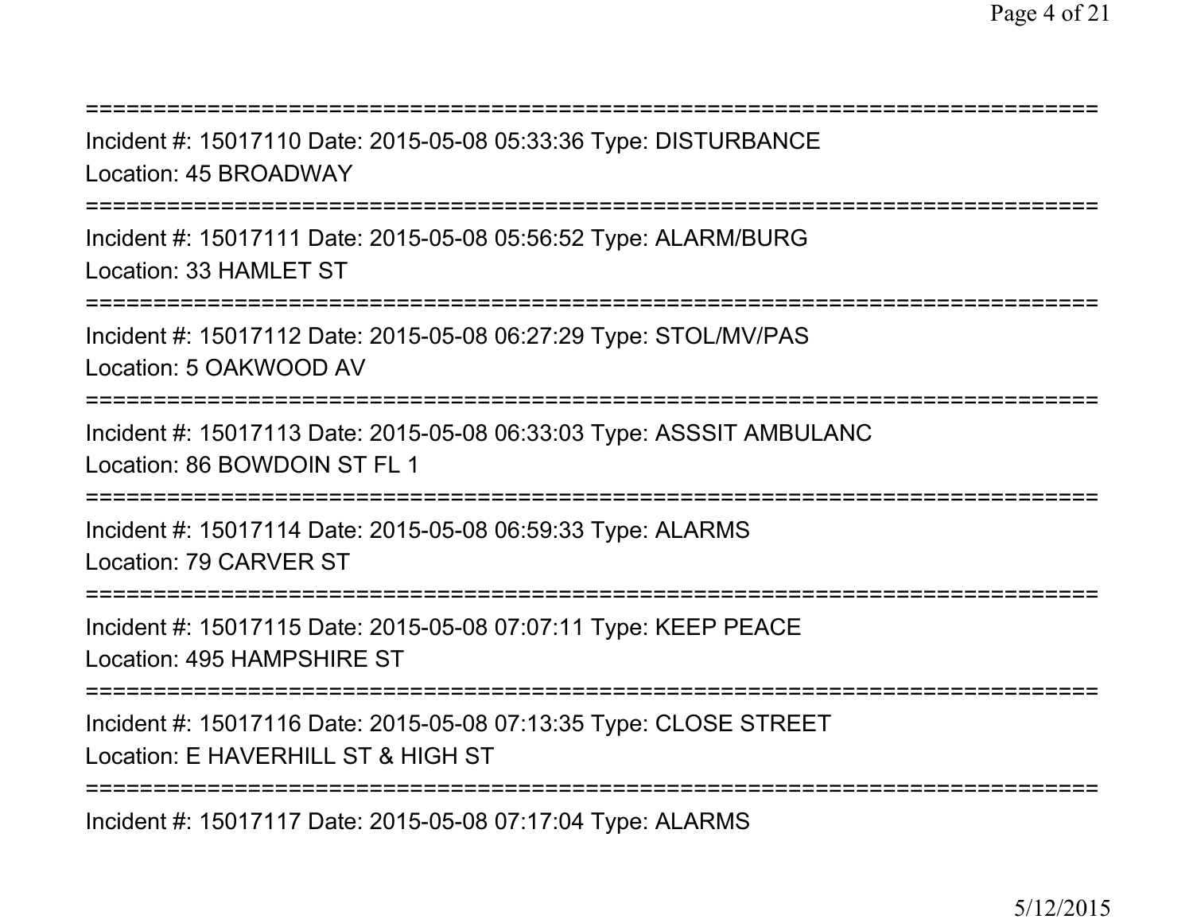===========================================================================

Incident #: 15017110 Date: 2015-05-08 05:33:36 Type: DISTURBANCE

Location: 45 BROADWAY

===========================================================================

Incident #: 15017111 Date: 2015-05-08 05:56:52 Type: ALARM/BURG

Location: 33 HAMLET ST

===========================================================================

Incident #: 15017112 Date: 2015-05-08 06:27:29 Type: STOL/MV/PAS

Location: 5 OAKWOOD AV

===========================================================================

Incident #: 15017113 Date: 2015-05-08 06:33:03 Type: ASSSIT AMBULANC

Location: 86 BOWDOIN ST FL 1

===========================================================================

Incident #: 15017114 Date: 2015-05-08 06:59:33 Type: ALARMS

Location: 79 CARVER ST

===========================================================================

Incident #: 15017115 Date: 2015-05-08 07:07:11 Type: KEEP PEACE

Location: 495 HAMPSHIRE ST

===========================================================================

Incident #: 15017116 Date: 2015-05-08 07:13:35 Type: CLOSE STREET

Location: E HAVERHILL ST & HIGH ST

===========================================================================

Incident #: 15017117 Date: 2015-05-08 07:17:04 Type: ALARMS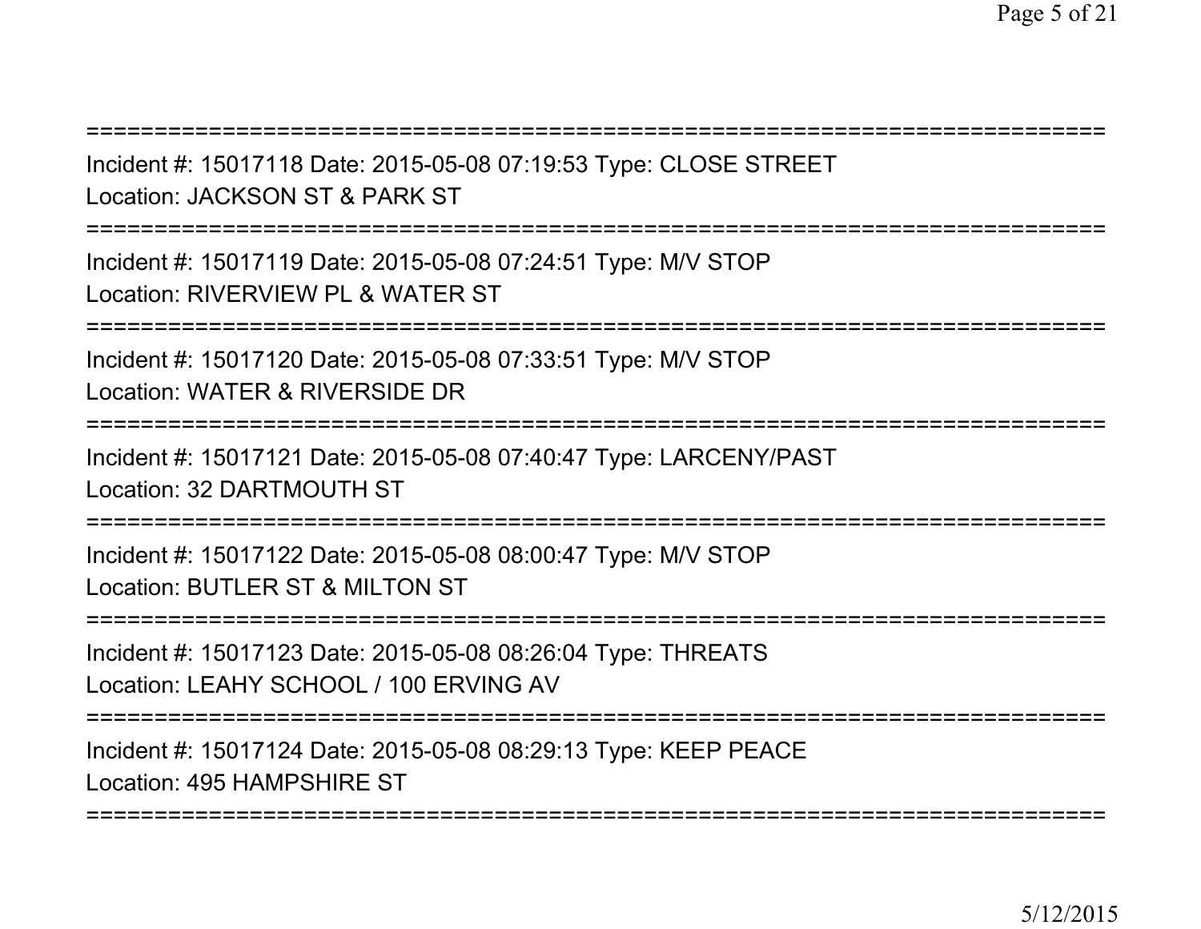===========================================================================

Incident #: 15017118 Date: 2015-05-08 07:19:53 Type: CLOSE STREET
Location: JACKSON ST & PARK ST

===========================================================================

Incident #: 15017119 Date: 2015-05-08 07:24:51 Type: M/V STOP
Location: RIVERVIEW PL & WATER ST

===========================================================================

Incident #: 15017120 Date: 2015-05-08 07:33:51 Type: M/V STOP
Location: WATER & RIVERSIDE DR

===========================================================================

Incident #: 15017121 Date: 2015-05-08 07:40:47 Type: LARCENY/PAST
Location: 32 DARTMOUTH ST

===========================================================================

Incident #: 15017122 Date: 2015-05-08 08:00:47 Type: M/V STOP
Location: BUTLER ST & MILTON ST

===========================================================================

Incident #: 15017123 Date: 2015-05-08 08:26:04 Type: THREATS
Location: LEAHY SCHOOL / 100 ERVING AV

===========================================================================

Incident #: 15017124 Date: 2015-05-08 08:29:13 Type: KEEP PEACE
Location: 495 HAMPSHIRE ST

===========================================================================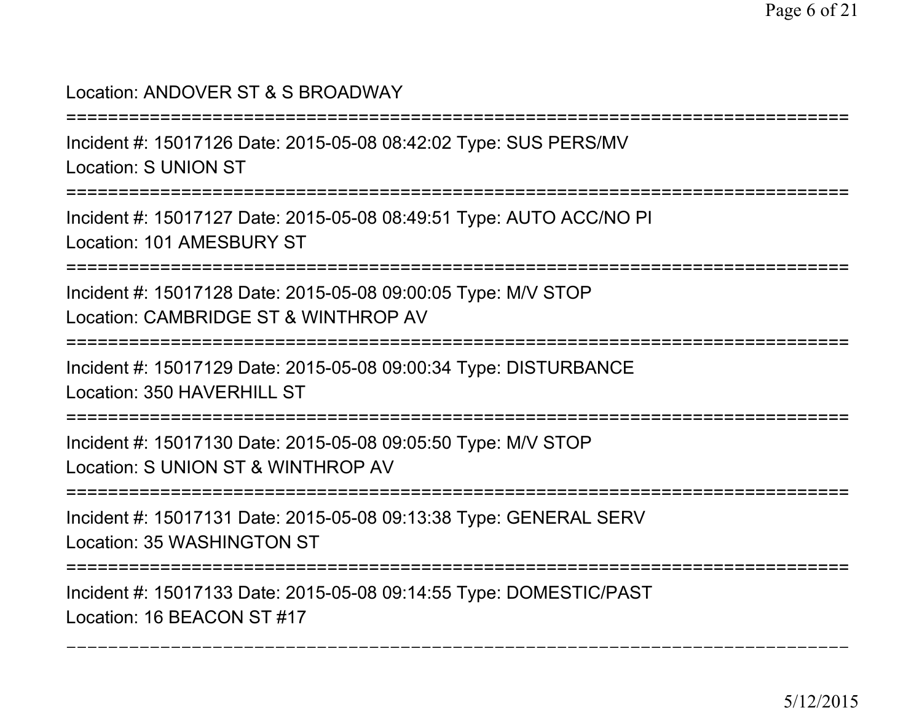Location: ANDOVER ST & S BROADWAY

===========================================================================

Incident #: 15017126 Date: 2015-05-08 08:42:02 Type: SUS PERS/MV

Location: S UNION ST

===========================================================================

Incident #: 15017127 Date: 2015-05-08 08:49:51 Type: AUTO ACC/NO PI

Location: 101 AMESBURY ST

===========================================================================

Incident #: 15017128 Date: 2015-05-08 09:00:05 Type: M/V STOP

Location: CAMBRIDGE ST & WINTHROP AV

===========================================================================

Incident #: 15017129 Date: 2015-05-08 09:00:34 Type: DISTURBANCE

Location: 350 HAVERHILL ST

===========================================================================

Incident #: 15017130 Date: 2015-05-08 09:05:50 Type: M/V STOP

Location: S UNION ST & WINTHROP AV

===========================================================================

Incident #: 15017131 Date: 2015-05-08 09:13:38 Type: GENERAL SERV

Location: 35 WASHINGTON ST

===========================================================================

Incident #: 15017133 Date: 2015-05-08 09:14:55 Type: DOMESTIC/PAST

Location: 16 BEACON ST #17

---------------------------------------------------------------------------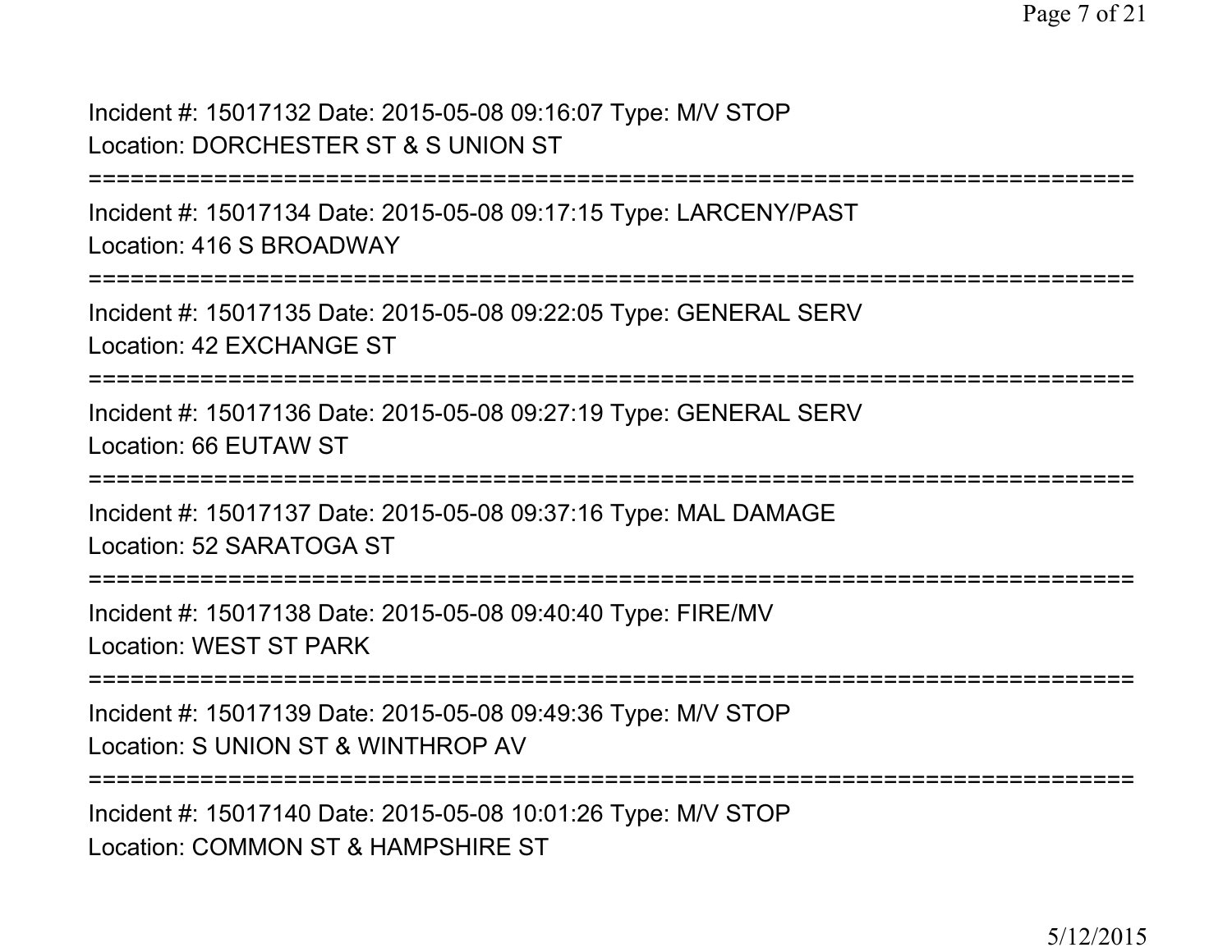Incident #: 15017132 Date: 2015-05-08 09:16:07 Type: M/V STOP
Location: DORCHESTER ST & S UNION ST

===========================================================================

Incident #: 15017134 Date: 2015-05-08 09:17:15 Type: LARCENY/PAST
Location: 416 S BROADWAY

===========================================================================

Incident #: 15017135 Date: 2015-05-08 09:22:05 Type: GENERAL SERV
Location: 42 EXCHANGE ST

===========================================================================

Incident #: 15017136 Date: 2015-05-08 09:27:19 Type: GENERAL SERV
Location: 66 EUTAW ST

===========================================================================

Incident #: 15017137 Date: 2015-05-08 09:37:16 Type: MAL DAMAGE
Location: 52 SARATOGA ST

===========================================================================

Incident #: 15017138 Date: 2015-05-08 09:40:40 Type: FIRE/MV
Location: WEST ST PARK

===========================================================================

Incident #: 15017139 Date: 2015-05-08 09:49:36 Type: M/V STOP
Location: S UNION ST & WINTHROP AV

===========================================================================

Incident #: 15017140 Date: 2015-05-08 10:01:26 Type: M/V STOP
Location: COMMON ST & HAMPSHIRE ST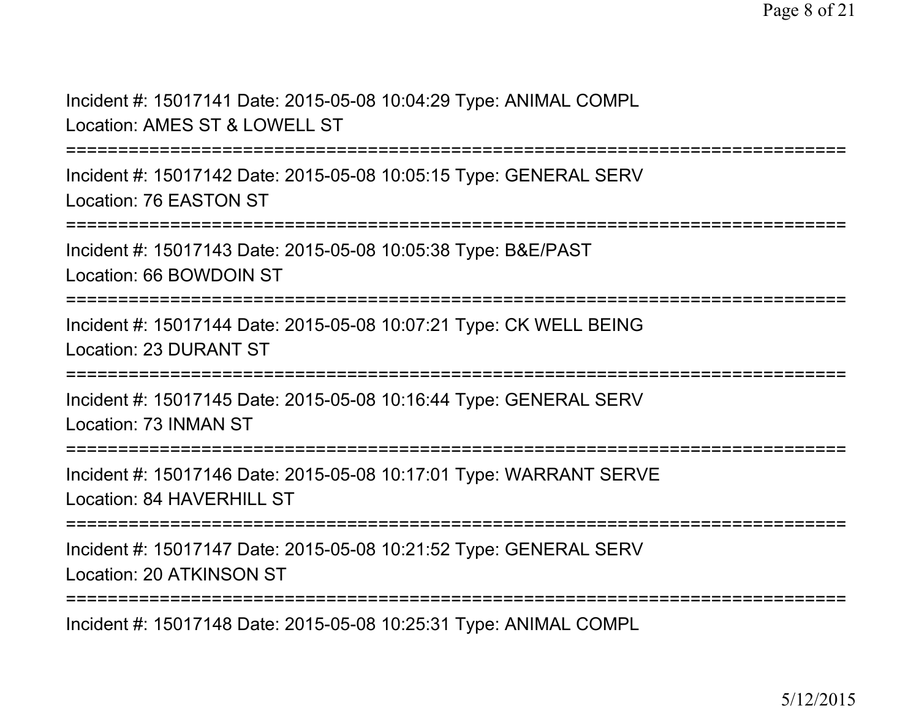Incident #: 15017141 Date: 2015-05-08 10:04:29 Type: ANIMAL COMPL
Location: AMES ST & LOWELL ST

===========================================================================

Incident #: 15017142 Date: 2015-05-08 10:05:15 Type: GENERAL SERV
Location: 76 EASTON ST

===========================================================================

Incident #: 15017143 Date: 2015-05-08 10:05:38 Type: B&E/PAST
Location: 66 BOWDOIN ST

===========================================================================

Incident #: 15017144 Date: 2015-05-08 10:07:21 Type: CK WELL BEING
Location: 23 DURANT ST

===========================================================================

Incident #: 15017145 Date: 2015-05-08 10:16:44 Type: GENERAL SERV
Location: 73 INMAN ST

===========================================================================

Incident #: 15017146 Date: 2015-05-08 10:17:01 Type: WARRANT SERVE
Location: 84 HAVERHILL ST

===========================================================================

Incident #: 15017147 Date: 2015-05-08 10:21:52 Type: GENERAL SERV
Location: 20 ATKINSON ST

===========================================================================

Incident #: 15017148 Date: 2015-05-08 10:25:31 Type: ANIMAL COMPL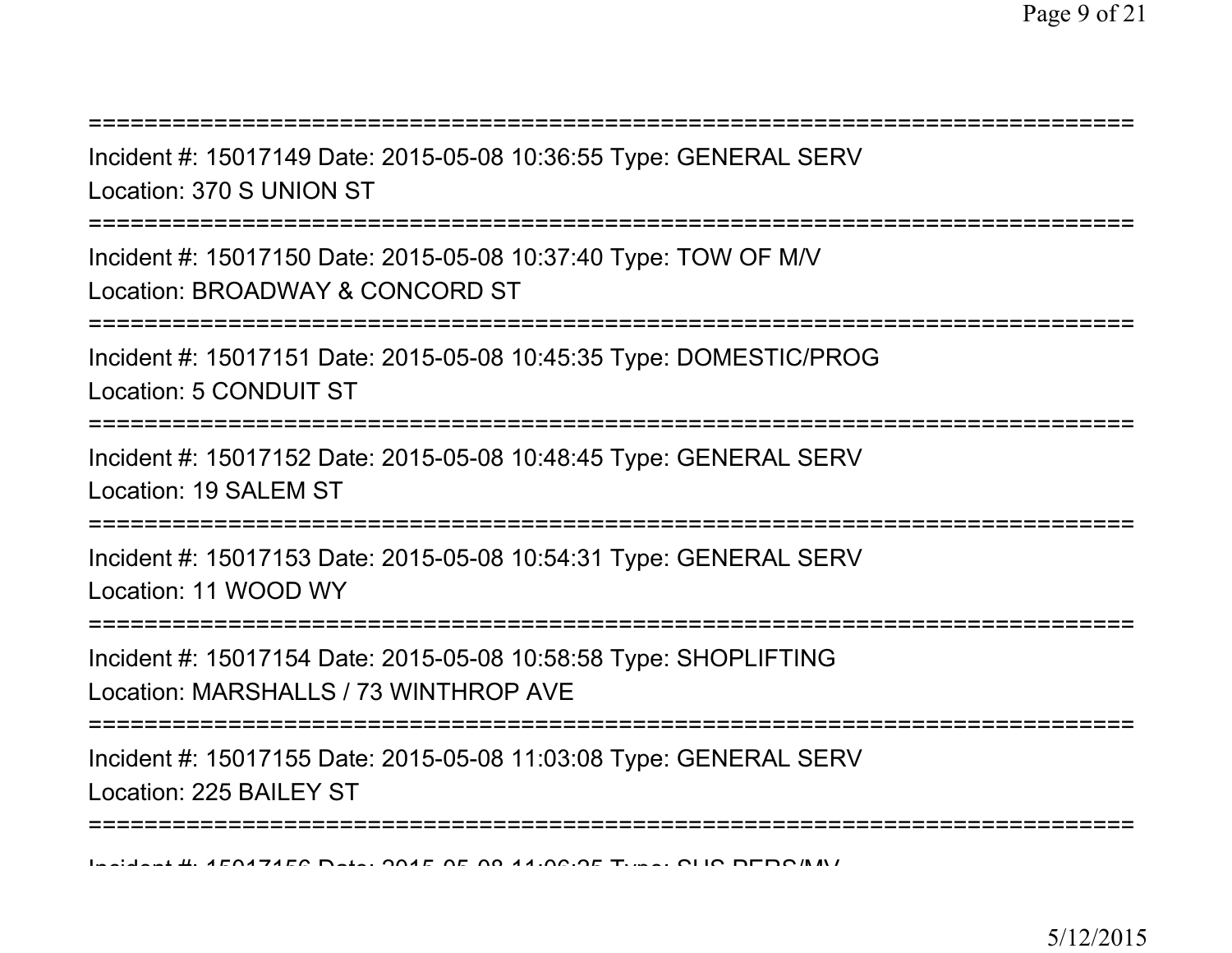===========================================================================

Incident #: 15017149 Date: 2015-05-08 10:36:55 Type: GENERAL SERV

Location: 370 S UNION ST

===========================================================================

Incident #: 15017150 Date: 2015-05-08 10:37:40 Type: TOW OF M/V

Location: BROADWAY & CONCORD ST

===========================================================================

Incident #: 15017151 Date: 2015-05-08 10:45:35 Type: DOMESTIC/PROG

Location: 5 CONDUIT ST

===========================================================================

Incident #: 15017152 Date: 2015-05-08 10:48:45 Type: GENERAL SERV

Location: 19 SALEM ST

===========================================================================

Incident #: 15017153 Date: 2015-05-08 10:54:31 Type: GENERAL SERV

Location: 11 WOOD WY

===========================================================================

Incident #: 15017154 Date: 2015-05-08 10:58:58 Type: SHOPLIFTING

Location: MARSHALLS / 73 WINTHROP AVE

===========================================================================

Incident #: 15017155 Date: 2015-05-08 11:03:08 Type: GENERAL SERV

Location: 225 BAILEY ST

===========================================================================

Incident #: 15017156 Date: 2015-05-08 11:06:25 Type: SUS PERS/MV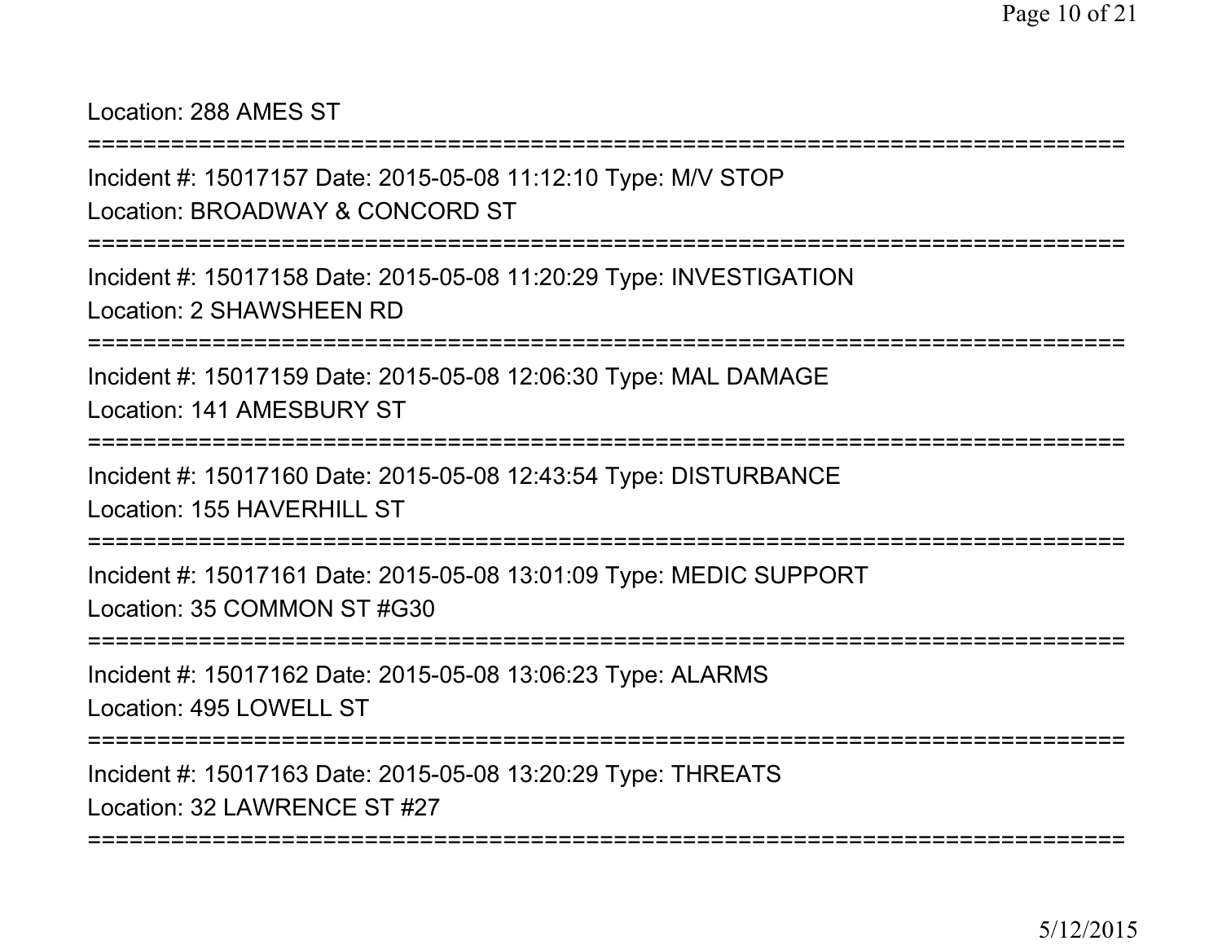Location: 288 AMES ST

===========================================================================

Incident #: 15017157 Date: 2015-05-08 11:12:10 Type: M/V STOP

Location: BROADWAY & CONCORD ST

===========================================================================

Incident #: 15017158 Date: 2015-05-08 11:20:29 Type: INVESTIGATION

Location: 2 SHAWSHEEN RD

===========================================================================

Incident #: 15017159 Date: 2015-05-08 12:06:30 Type: MAL DAMAGE

Location: 141 AMESBURY ST

===========================================================================

Incident #: 15017160 Date: 2015-05-08 12:43:54 Type: DISTURBANCE

Location: 155 HAVERHILL ST

===========================================================================

Incident #: 15017161 Date: 2015-05-08 13:01:09 Type: MEDIC SUPPORT

Location: 35 COMMON ST #G30

===========================================================================

Incident #: 15017162 Date: 2015-05-08 13:06:23 Type: ALARMS

Location: 495 LOWELL ST

===========================================================================

Incident #: 15017163 Date: 2015-05-08 13:20:29 Type: THREATS

Location: 32 LAWRENCE ST #27

===========================================================================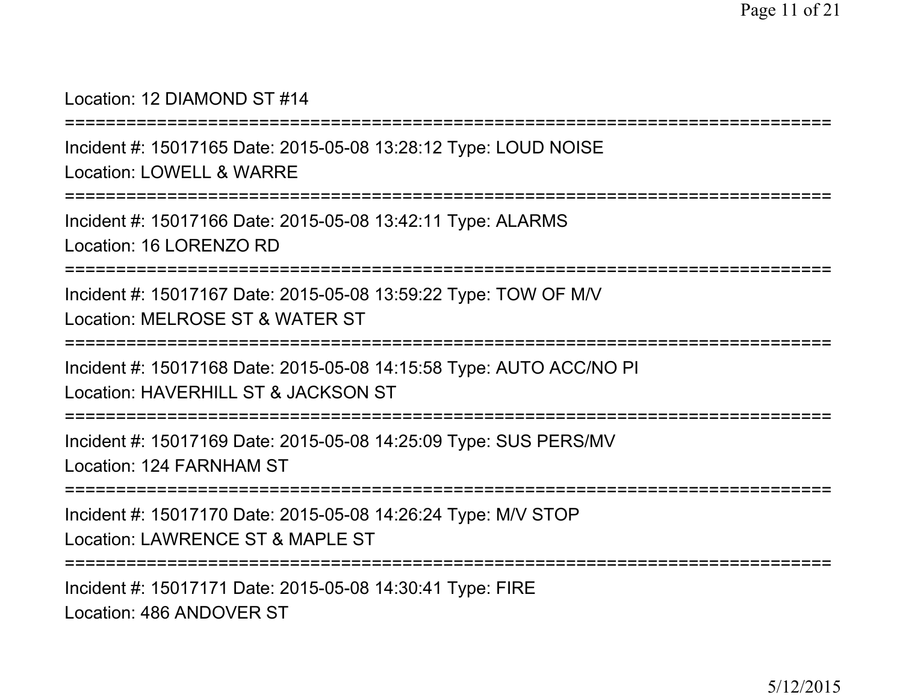Location: 12 DIAMOND ST #14

===========================================================================

Incident #: 15017165 Date: 2015-05-08 13:28:12 Type: LOUD NOISE

Location: LOWELL & WARRE

===========================================================================

Incident #: 15017166 Date: 2015-05-08 13:42:11 Type: ALARMS

Location: 16 LORENZO RD

===========================================================================

Incident #: 15017167 Date: 2015-05-08 13:59:22 Type: TOW OF M/V

Location: MELROSE ST & WATER ST

===========================================================================

Incident #: 15017168 Date: 2015-05-08 14:15:58 Type: AUTO ACC/NO PI

Location: HAVERHILL ST & JACKSON ST

===========================================================================

Incident #: 15017169 Date: 2015-05-08 14:25:09 Type: SUS PERS/MV

Location: 124 FARNHAM ST

===========================================================================

Incident #: 15017170 Date: 2015-05-08 14:26:24 Type: M/V STOP

Location: LAWRENCE ST & MAPLE ST

===========================================================================

Incident #: 15017171 Date: 2015-05-08 14:30:41 Type: FIRE

Location: 486 ANDOVER ST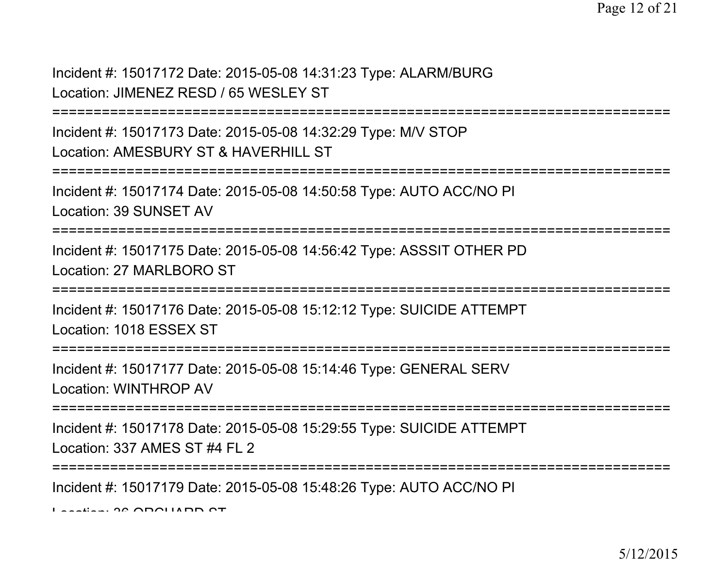Incident #: 15017172 Date: 2015-05-08 14:31:23 Type: ALARM/BURG
Location: JIMENEZ RESD / 65 WESLEY ST

===========================================================================

Incident #: 15017173 Date: 2015-05-08 14:32:29 Type: M/V STOP
Location: AMESBURY ST & HAVERHILL ST

===========================================================================

Incident #: 15017174 Date: 2015-05-08 14:50:58 Type: AUTO ACC/NO PI
Location: 39 SUNSET AV

===========================================================================

Incident #: 15017175 Date: 2015-05-08 14:56:42 Type: ASSSIT OTHER PD
Location: 27 MARLBORO ST

===========================================================================

Incident #: 15017176 Date: 2015-05-08 15:12:12 Type: SUICIDE ATTEMPT
Location: 1018 ESSEX ST

===========================================================================

Incident #: 15017177 Date: 2015-05-08 15:14:46 Type: GENERAL SERV
Location: WINTHROP AV

===========================================================================

Incident #: 15017178 Date: 2015-05-08 15:29:55 Type: SUICIDE ATTEMPT
Location: 337 AMES ST #4 FL 2

===========================================================================

Incident #: 15017179 Date: 2015-05-08 15:48:26 Type: AUTO ACC/NO PI
Location: 36 ORCHARD ST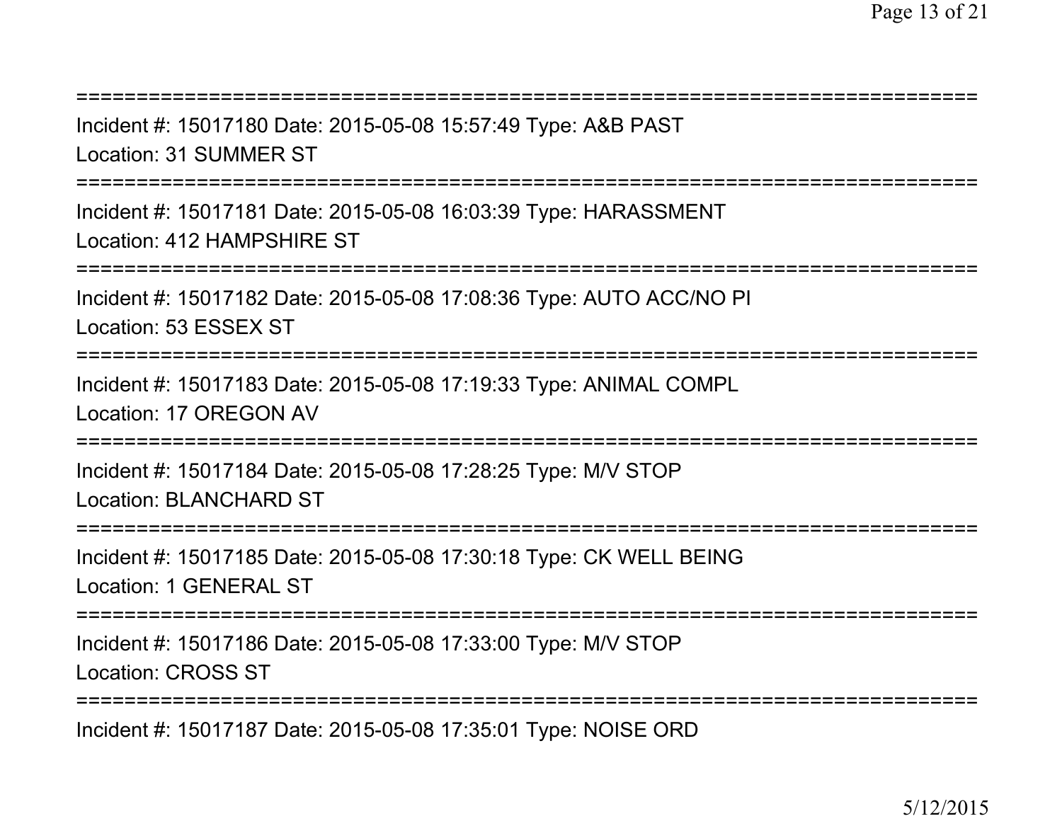===========================================================================
Incident #: 15017180 Date: 2015-05-08 15:57:49 Type: A&B PAST
Location: 31 SUMMER ST
===========================================================================
Incident #: 15017181 Date: 2015-05-08 16:03:39 Type: HARASSMENT
Location: 412 HAMPSHIRE ST
===========================================================================
Incident #: 15017182 Date: 2015-05-08 17:08:36 Type: AUTO ACC/NO PI
Location: 53 ESSEX ST
===========================================================================
Incident #: 15017183 Date: 2015-05-08 17:19:33 Type: ANIMAL COMPL
Location: 17 OREGON AV
===========================================================================
Incident #: 15017184 Date: 2015-05-08 17:28:25 Type: M/V STOP
Location: BLANCHARD ST
===========================================================================
Incident #: 15017185 Date: 2015-05-08 17:30:18 Type: CK WELL BEING
Location: 1 GENERAL ST
===========================================================================
Incident #: 15017186 Date: 2015-05-08 17:33:00 Type: M/V STOP
Location: CROSS ST
===========================================================================
Incident #: 15017187 Date: 2015-05-08 17:35:01 Type: NOISE ORD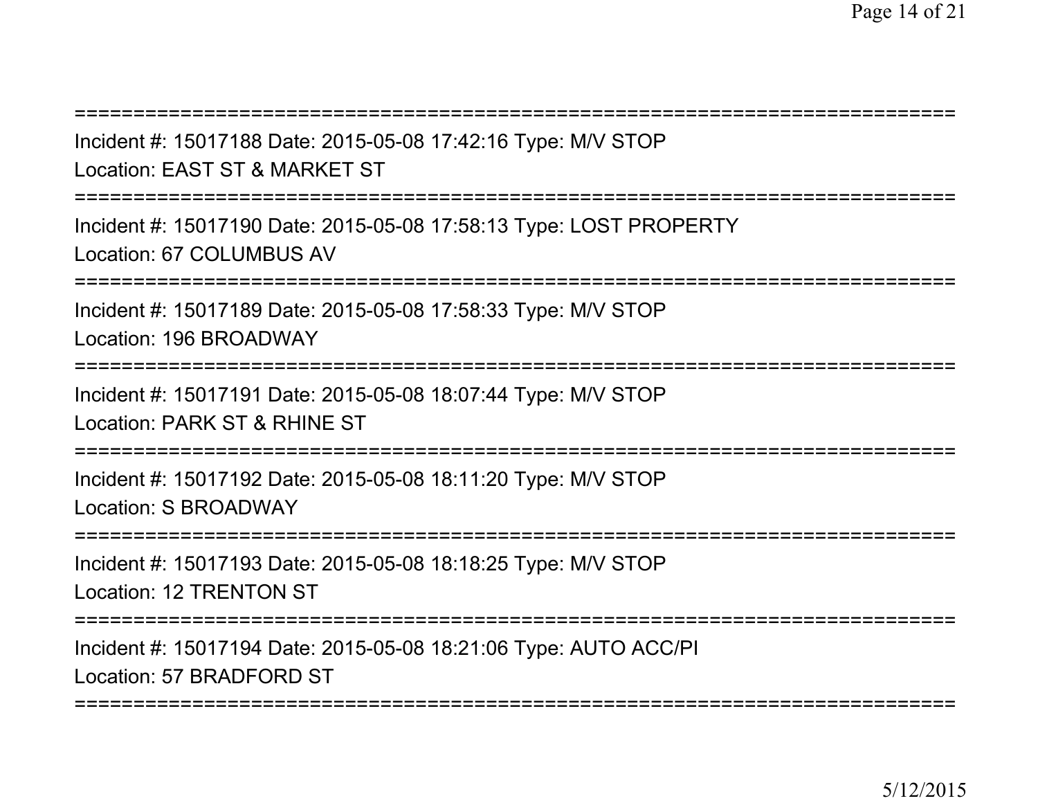===========================================================================

Incident #: 15017188 Date: 2015-05-08 17:42:16 Type: M/V STOP

Location: EAST ST & MARKET ST

===========================================================================

Incident #: 15017190 Date: 2015-05-08 17:58:13 Type: LOST PROPERTY

Location: 67 COLUMBUS AV

===========================================================================

Incident #: 15017189 Date: 2015-05-08 17:58:33 Type: M/V STOP

Location: 196 BROADWAY

===========================================================================

Incident #: 15017191 Date: 2015-05-08 18:07:44 Type: M/V STOP

Location: PARK ST & RHINE ST

===========================================================================

Incident #: 15017192 Date: 2015-05-08 18:11:20 Type: M/V STOP

Location: S BROADWAY

===========================================================================

Incident #: 15017193 Date: 2015-05-08 18:18:25 Type: M/V STOP

Location: 12 TRENTON ST

===========================================================================

Incident #: 15017194 Date: 2015-05-08 18:21:06 Type: AUTO ACC/PI

Location: 57 BRADFORD ST

===========================================================================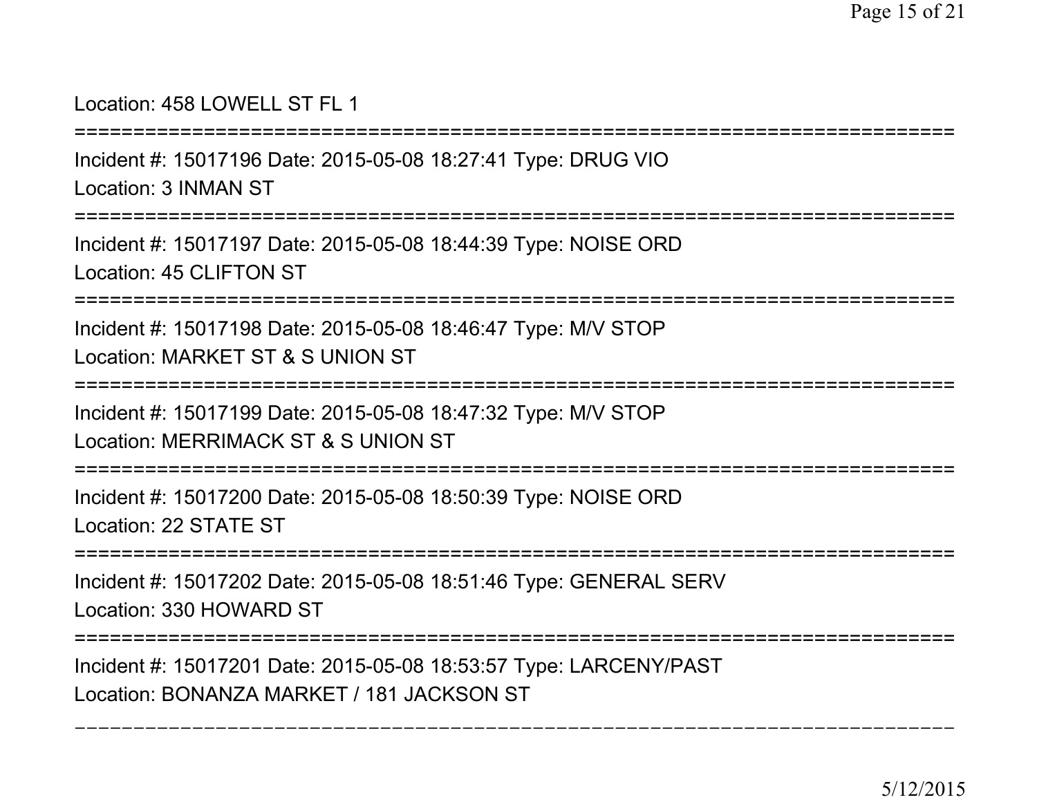Location: 458 LOWELL ST FL 1

===========================================================================

Incident #: 15017196 Date: 2015-05-08 18:27:41 Type: DRUG VIO

Location: 3 INMAN ST

===========================================================================

Incident #: 15017197 Date: 2015-05-08 18:44:39 Type: NOISE ORD

Location: 45 CLIFTON ST

===========================================================================

Incident #: 15017198 Date: 2015-05-08 18:46:47 Type: M/V STOP

Location: MARKET ST & S UNION ST

===========================================================================

Incident #: 15017199 Date: 2015-05-08 18:47:32 Type: M/V STOP

Location: MERRIMACK ST & S UNION ST

===========================================================================

Incident #: 15017200 Date: 2015-05-08 18:50:39 Type: NOISE ORD

Location: 22 STATE ST

===========================================================================

Incident #: 15017202 Date: 2015-05-08 18:51:46 Type: GENERAL SERV

Location: 330 HOWARD ST

===========================================================================

Incident #: 15017201 Date: 2015-05-08 18:53:57 Type: LARCENY/PAST

Location: BONANZA MARKET / 181 JACKSON ST

---------------------------------------------------------------------------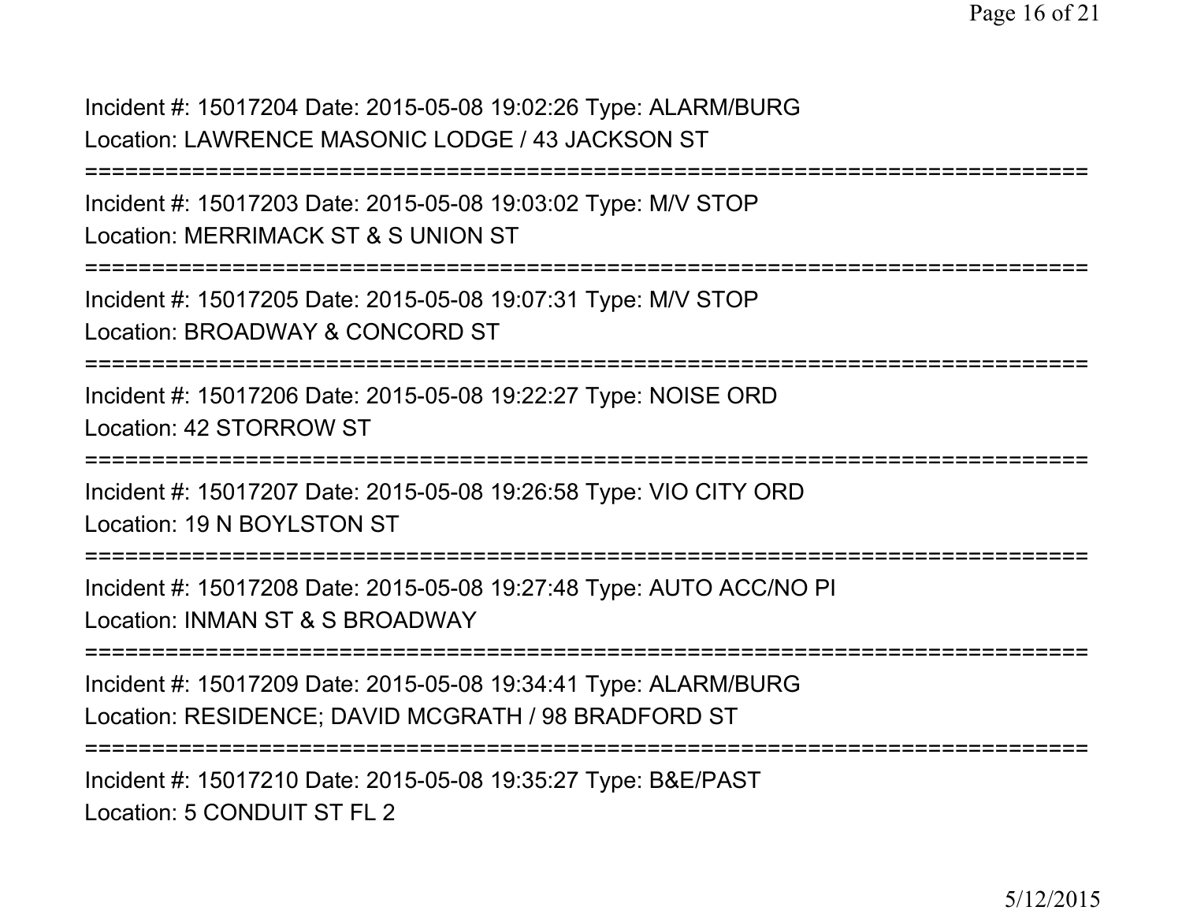Incident #: 15017204 Date: 2015-05-08 19:02:26 Type: ALARM/BURG
Location: LAWRENCE MASONIC LODGE / 43 JACKSON ST

===========================================================================

Incident #: 15017203 Date: 2015-05-08 19:03:02 Type: M/V STOP
Location: MERRIMACK ST & S UNION ST

===========================================================================

Incident #: 15017205 Date: 2015-05-08 19:07:31 Type: M/V STOP
Location: BROADWAY & CONCORD ST

===========================================================================

Incident #: 15017206 Date: 2015-05-08 19:22:27 Type: NOISE ORD
Location: 42 STORROW ST

===========================================================================

Incident #: 15017207 Date: 2015-05-08 19:26:58 Type: VIO CITY ORD
Location: 19 N BOYLSTON ST

===========================================================================

Incident #: 15017208 Date: 2015-05-08 19:27:48 Type: AUTO ACC/NO PI
Location: INMAN ST & S BROADWAY

===========================================================================

Incident #: 15017209 Date: 2015-05-08 19:34:41 Type: ALARM/BURG
Location: RESIDENCE; DAVID MCGRATH / 98 BRADFORD ST

===========================================================================

Incident #: 15017210 Date: 2015-05-08 19:35:27 Type: B&E/PAST
Location: 5 CONDUIT ST FL 2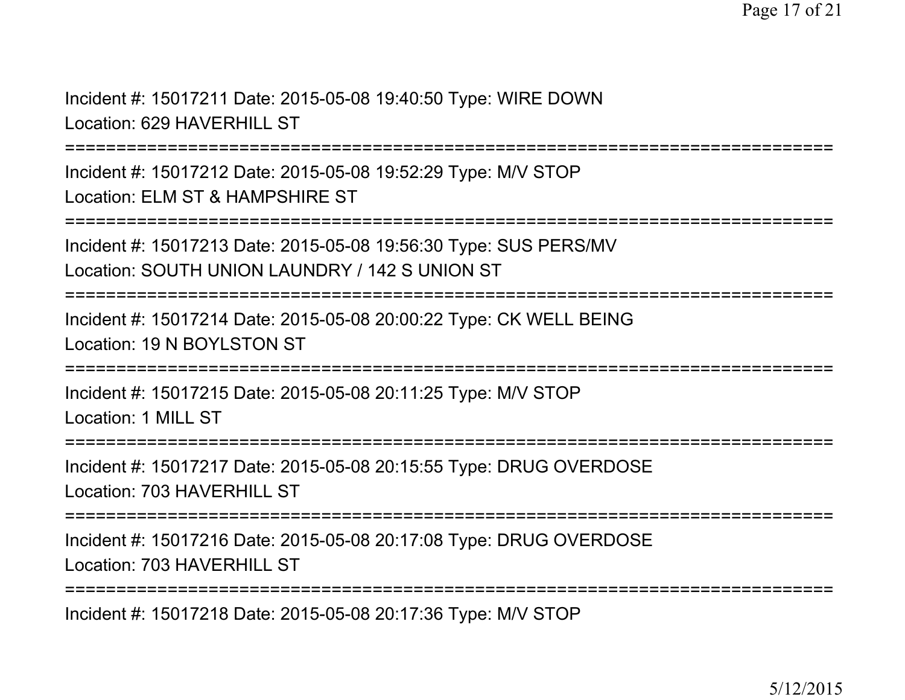Incident #: 15017211 Date: 2015-05-08 19:40:50 Type: WIRE DOWN
Location: 629 HAVERHILL ST

===========================================================================

Incident #: 15017212 Date: 2015-05-08 19:52:29 Type: M/V STOP
Location: ELM ST & HAMPSHIRE ST

===========================================================================

Incident #: 15017213 Date: 2015-05-08 19:56:30 Type: SUS PERS/MV
Location: SOUTH UNION LAUNDRY / 142 S UNION ST

===========================================================================

Incident #: 15017214 Date: 2015-05-08 20:00:22 Type: CK WELL BEING
Location: 19 N BOYLSTON ST

===========================================================================

Incident #: 15017215 Date: 2015-05-08 20:11:25 Type: M/V STOP
Location: 1 MILL ST

===========================================================================

Incident #: 15017217 Date: 2015-05-08 20:15:55 Type: DRUG OVERDOSE
Location: 703 HAVERHILL ST

===========================================================================

Incident #: 15017216 Date: 2015-05-08 20:17:08 Type: DRUG OVERDOSE
Location: 703 HAVERHILL ST

===========================================================================

Incident #: 15017218 Date: 2015-05-08 20:17:36 Type: M/V STOP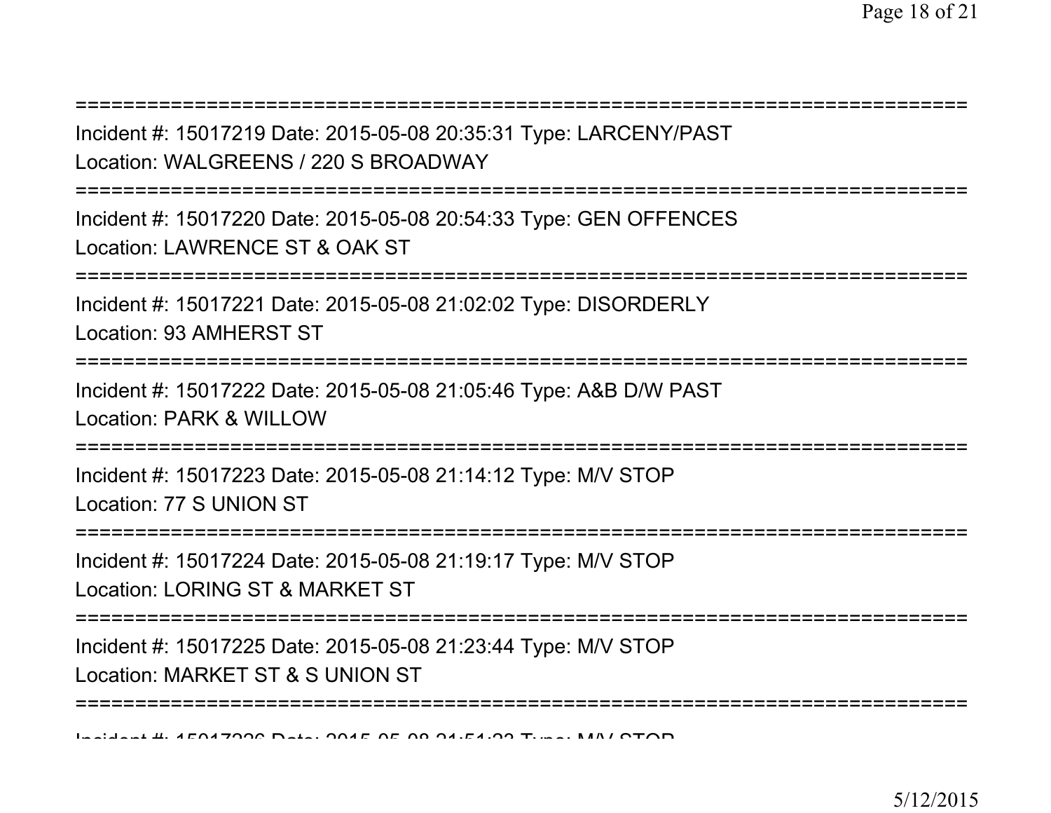==========================================================================
Incident #: 15017219 Date: 2015-05-08 20:35:31 Type: LARCENY/PAST
Location: WALGREENS / 220 S BROADWAY
==========================================================================
Incident #: 15017220 Date: 2015-05-08 20:54:33 Type: GEN OFFENCES
Location: LAWRENCE ST & OAK ST
==========================================================================
Incident #: 15017221 Date: 2015-05-08 21:02:02 Type: DISORDERLY
Location: 93 AMHERST ST
==========================================================================
Incident #: 15017222 Date: 2015-05-08 21:05:46 Type: A&B D/W PAST
Location: PARK & WILLOW
==========================================================================
Incident #: 15017223 Date: 2015-05-08 21:14:12 Type: M/V STOP
Location: 77 S UNION ST
==========================================================================
Incident #: 15017224 Date: 2015-05-08 21:19:17 Type: M/V STOP
Location: LORING ST & MARKET ST
==========================================================================
Incident #: 15017225 Date: 2015-05-08 21:23:44 Type: M/V STOP
Location: MARKET ST & S UNION ST
==========================================================================
Incident #: 15017226 Date: 2015-05-08 21:51:23 Type: M/V STOP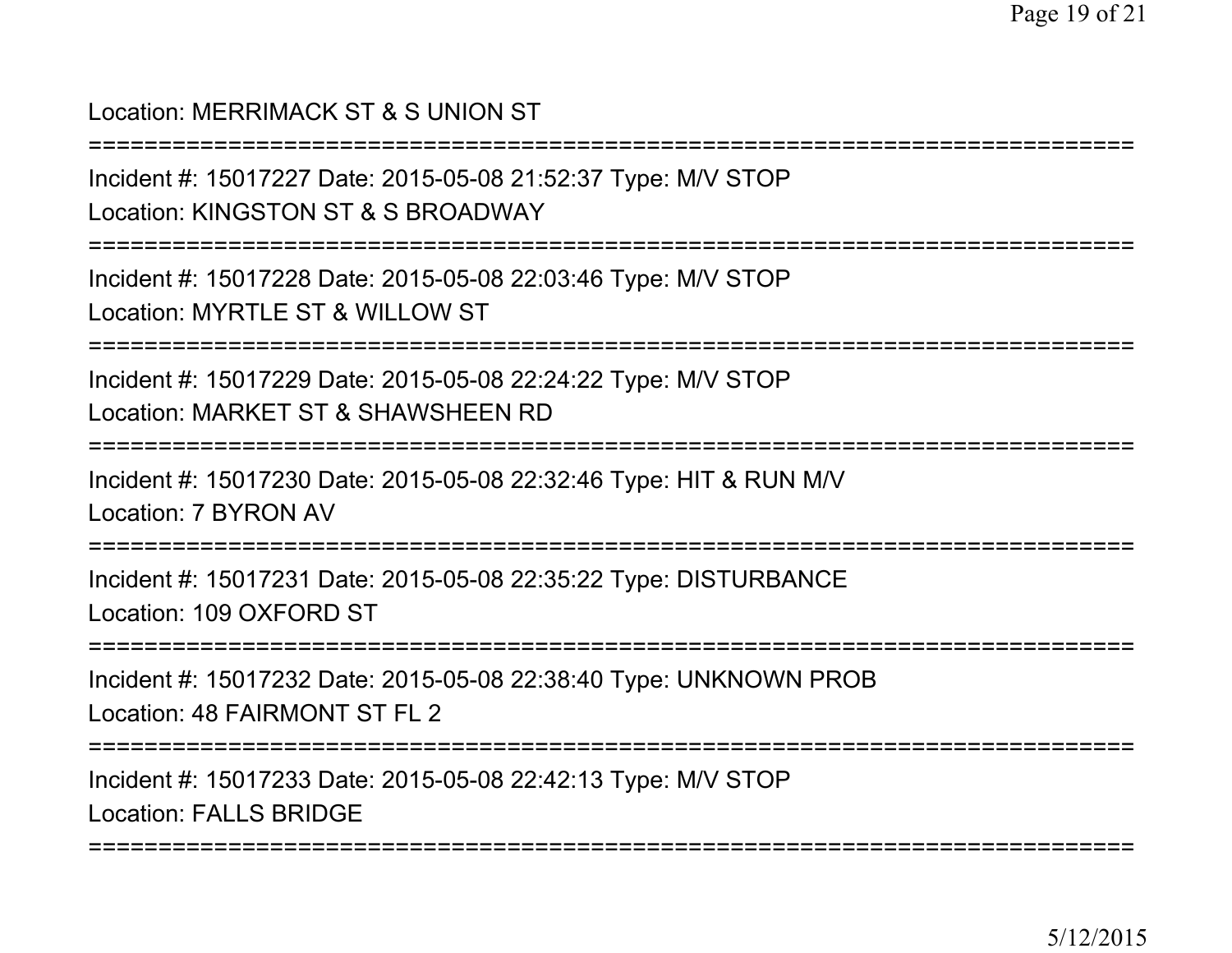Location: MERRIMACK ST & S UNION ST

===========================================================================

Incident #: 15017227 Date: 2015-05-08 21:52:37 Type: M/V STOP

Location: KINGSTON ST & S BROADWAY

===========================================================================

Incident #: 15017228 Date: 2015-05-08 22:03:46 Type: M/V STOP

Location: MYRTLE ST & WILLOW ST

===========================================================================

Incident #: 15017229 Date: 2015-05-08 22:24:22 Type: M/V STOP

Location: MARKET ST & SHAWSHEEN RD

===========================================================================

Incident #: 15017230 Date: 2015-05-08 22:32:46 Type: HIT & RUN M/V

Location: 7 BYRON AV

===========================================================================

Incident #: 15017231 Date: 2015-05-08 22:35:22 Type: DISTURBANCE

Location: 109 OXFORD ST

===========================================================================

Incident #: 15017232 Date: 2015-05-08 22:38:40 Type: UNKNOWN PROB

Location: 48 FAIRMONT ST FL 2

===========================================================================

Incident #: 15017233 Date: 2015-05-08 22:42:13 Type: M/V STOP

Location: FALLS BRIDGE

===========================================================================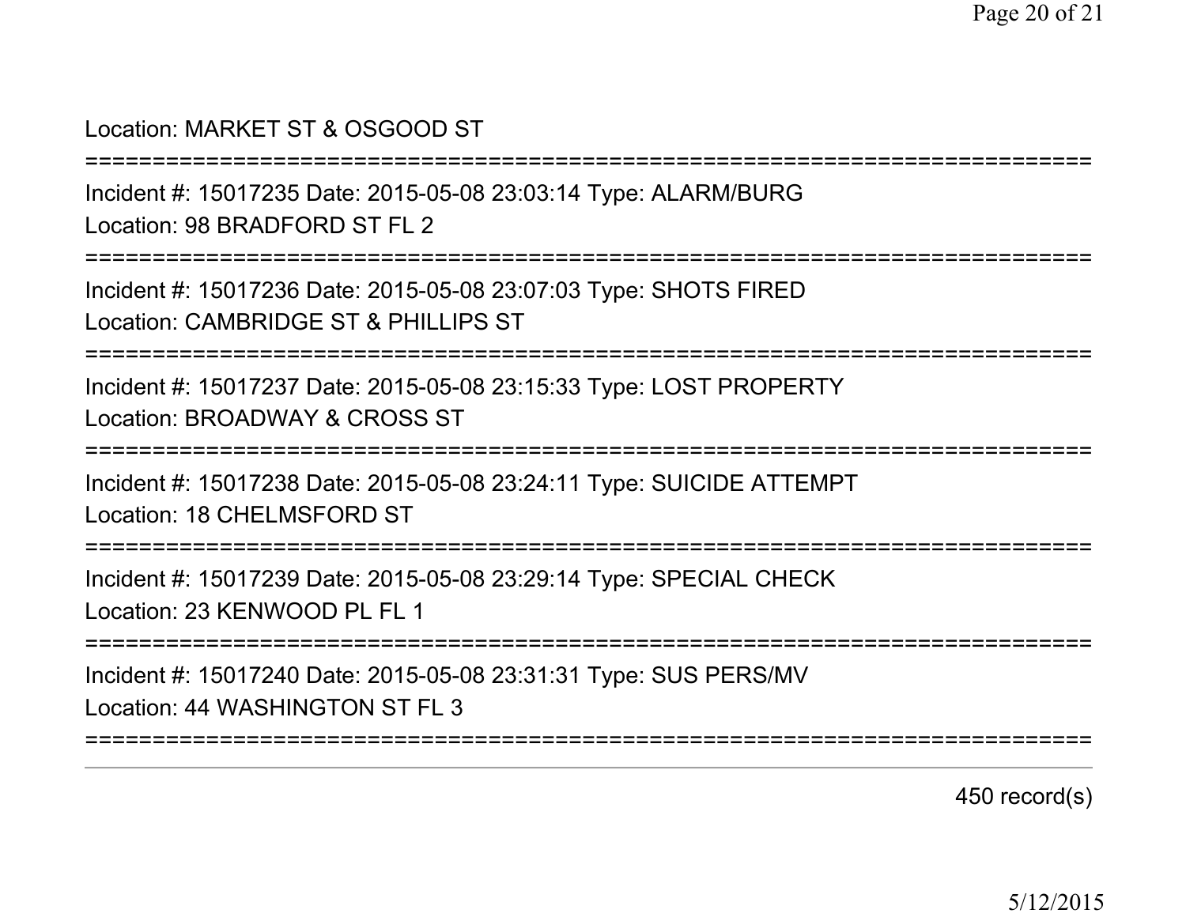Location: MARKET ST & OSGOOD ST

===========================================================================

Incident #: 15017235 Date: 2015-05-08 23:03:14 Type: ALARM/BURG

Location: 98 BRADFORD ST FL 2

===========================================================================

Incident #: 15017236 Date: 2015-05-08 23:07:03 Type: SHOTS FIRED

Location: CAMBRIDGE ST & PHILLIPS ST

===========================================================================

Incident #: 15017237 Date: 2015-05-08 23:15:33 Type: LOST PROPERTY

Location: BROADWAY & CROSS ST

===========================================================================

Incident #: 15017238 Date: 2015-05-08 23:24:11 Type: SUICIDE ATTEMPT

Location: 18 CHELMSFORD ST

===========================================================================

Incident #: 15017239 Date: 2015-05-08 23:29:14 Type: SPECIAL CHECK

Location: 23 KENWOOD PL FL 1

===========================================================================

Incident #: 15017240 Date: 2015-05-08 23:31:31 Type: SUS PERS/MV

Location: 44 WASHINGTON ST FL 3

===========================================================================

450 record(s)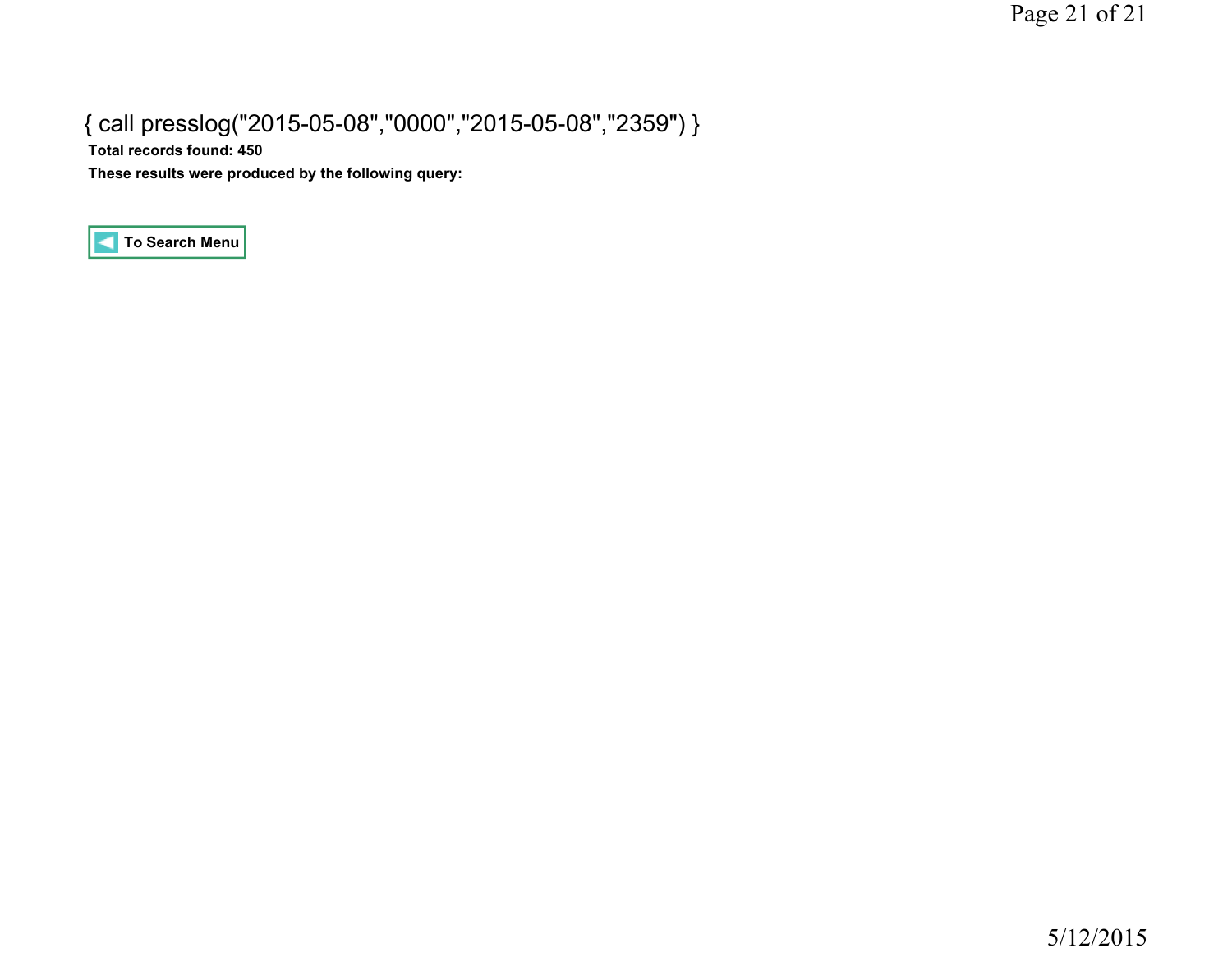{ call presslog("2015-05-08","0000","2015-05-08","2359") }

**Total records found: 450**

**These results were produced by the following query:**

**To Search Menu**